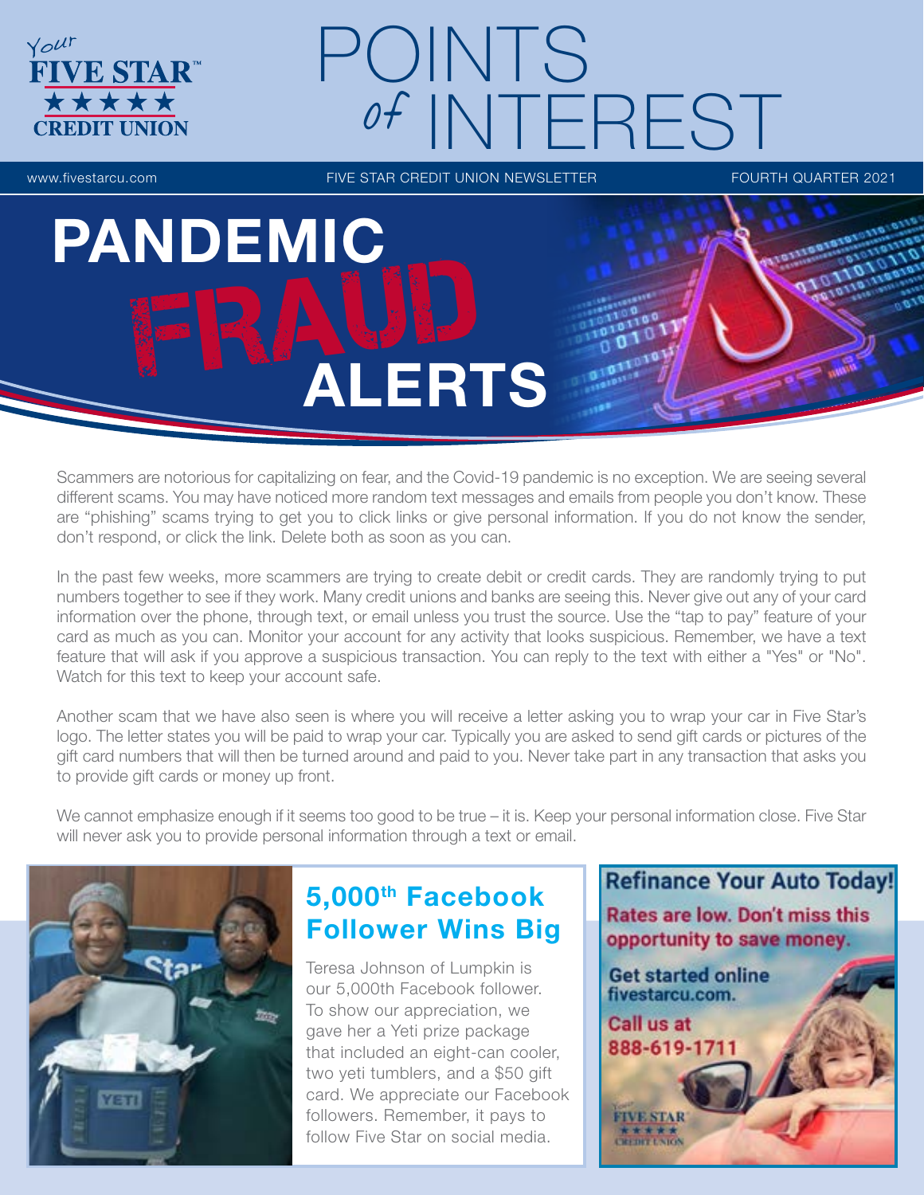# POINTS of INTEREST

www.fivestarcu.com | FIVE STAR CREDIT UNION NEWSLETTER | FOURTH QUARTER 2021

## PANDEMIC FRAUD ALERTS

Scammers are notorious for capitalizing on fear, and the Covid-19 pandemic is no exception. We are seeing several different scams. You may have noticed more random text messages and emails from people you don't know. These are "phishing" scams trying to get you to click links or give personal information. If you do not know the sender, don't respond, or click the link. Delete both as soon as you can.

In the past few weeks, more scammers are trying to create debit or credit cards. They are randomly trying to put numbers together to see if they work. Many credit unions and banks are seeing this. Never give out any of your card information over the phone, through text, or email unless you trust the source. Use the "tap to pay" feature of your card as much as you can. Monitor your account for any activity that looks suspicious. Remember, we have a text feature that will ask if you approve a suspicious transaction. You can reply to the text with either a "Yes" or "No". Watch for this text to keep your account safe.

Another scam that we have also seen is where you will receive a letter asking you to wrap your car in Five Star's logo. The letter states you will be paid to wrap your car. Typically you are asked to send gift cards or pictures of the gift card numbers that will then be turned around and paid to you. Never take part in any transaction that asks you to provide gift cards or money up front.

We cannot emphasize enough if it seems too good to be true – it is. Keep your personal information close. Five Star will never ask you to provide personal information through a text or email.

## 5,000th Facebook Follower Wins Big

Teresa Johnson of Lumpkin is our 5,000th Facebook follower. To show our appreciation, we gave her a Yeti prize package that included an eight-can cooler, two yeti tumblers, and a $50 gift card. We appreciate our Facebook followers. Remember, it pays to follow Five Star on social media.

## Refinance Your Auto Today!

Rates are low. Don't miss this opportunity to save money.

Get started online fivestarcu.com.

Call us at 888-619-1711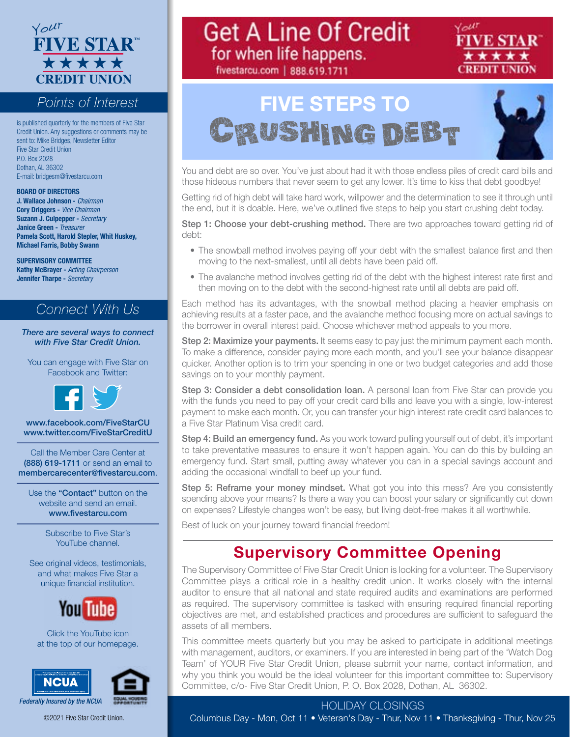Your FIVE STAR CREDIT UNION

## Points of Interest

is published quarterly for the members of Five Star Credit Union. Any suggestions or comments may be sent to: Mike Bridges, Newsletter Editor
Five Star Credit Union
P.O. Box 2028
Dothan, AL 36302
E-mail: bridgesm@fivestarcu.com

**BOARD OF DIRECTORS**
**J. Wallace Johnson** - *Chairman*
**Cory Driggers** - *Vice Chairman*
**Suzann J. Culpepper** - *Secretary*
**Janice Green** - *Treasurer*
**Pamela Scott, Harold Stepler, Whit Huskey, Michael Farris, Bobby Swann**

**SUPERVISORY COMMITTEE**
**Kathy McBrayer** - *Acting Chairperson*
**Jennifer Tharpe** - *Secretary*

## Connect With Us

***There are several ways to connect with Five Star Credit Union.***

You can engage with Five Star on Facebook and Twitter:

**www.facebook.com/FiveStarCU**
**www.twitter.com/FiveStarCreditU**

Call the Member Care Center at **(888) 619-1711** or send an email to **membercarecenter@fivestarcu.com**.

Use the **"Contact"** button on the website and send an email. **www.fivestarcu.com**

Subscribe to Five Star's YouTube channel.

See original videos, testimonials, and what makes Five Star a unique financial institution.

Click the YouTube icon at the top of our homepage.

*Federally Insured by the NCUA*

©2021 Five Star Credit Union.

# Get A Line Of Credit for when life happens.

fivestarcu.com | 888.619.1711

# FIVE STEPS TO CRUSHING DEBT

You and debt are so over. You've just about had it with those endless piles of credit card bills and those hideous numbers that never seem to get any lower. It's time to kiss that debt goodbye!

Getting rid of high debt will take hard work, willpower and the determination to see it through until the end, but it is doable. Here, we've outlined five steps to help you start crushing debt today.

**Step 1: Choose your debt-crushing method.** There are two approaches toward getting rid of debt:

- The snowball method involves paying off your debt with the smallest balance first and then moving to the next-smallest, until all debts have been paid off.
- The avalanche method involves getting rid of the debt with the highest interest rate first and then moving on to the debt with the second-highest rate until all debts are paid off.

Each method has its advantages, with the snowball method placing a heavier emphasis on achieving results at a faster pace, and the avalanche method focusing more on actual savings to the borrower in overall interest paid. Choose whichever method appeals to you more.

**Step 2: Maximize your payments.** It seems easy to pay just the minimum payment each month. To make a difference, consider paying more each month, and you'll see your balance disappear quicker. Another option is to trim your spending in one or two budget categories and add those savings on to your monthly payment.

**Step 3: Consider a debt consolidation loan.** A personal loan from Five Star can provide you with the funds you need to pay off your credit card bills and leave you with a single, low-interest payment to make each month. Or, you can transfer your high interest rate credit card balances to a Five Star Platinum Visa credit card.

**Step 4: Build an emergency fund.** As you work toward pulling yourself out of debt, it's important to take preventative measures to ensure it won't happen again. You can do this by building an emergency fund. Start small, putting away whatever you can in a special savings account and adding the occasional windfall to beef up your fund.

**Step 5: Reframe your money mindset.** What got you into this mess? Are you consistently spending above your means? Is there a way you can boost your salary or significantly cut down on expenses? Lifestyle changes won't be easy, but living debt-free makes it all worthwhile.

Best of luck on your journey toward financial freedom!

## Supervisory Committee Opening

The Supervisory Committee of Five Star Credit Union is looking for a volunteer. The Supervisory Committee plays a critical role in a healthy credit union. It works closely with the internal auditor to ensure that all national and state required audits and examinations are performed as required. The supervisory committee is tasked with ensuring required financial reporting objectives are met, and established practices and procedures are sufficient to safeguard the assets of all members.

This committee meets quarterly but you may be asked to participate in additional meetings with management, auditors, or examiners. If you are interested in being part of the 'Watch Dog Team' of YOUR Five Star Credit Union, please submit your name, contact information, and why you think you would be the ideal volunteer for this important committee to: Supervisory Committee, c/o- Five Star Credit Union, P. O. Box 2028, Dothan, AL 36302.

## HOLIDAY CLOSINGS

Columbus Day - Mon, Oct 11 • Veteran's Day - Thur, Nov 11 • Thanksgiving - Thur, Nov 25